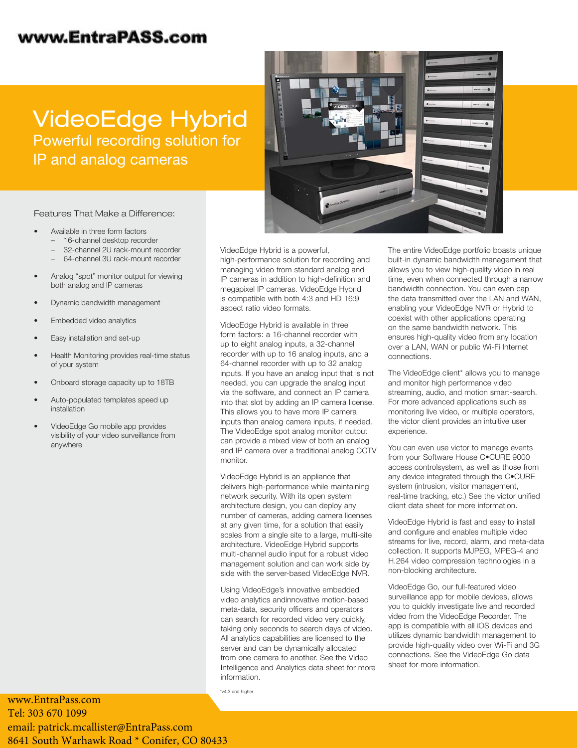www.EntraPASS.com

# VideoEdge Hybrid

## Powerful recording solution for IP and analog cameras

### Features That Make a Difference:

- Available in three form factors
  - 16-channel desktop recorder
  - 32-channel 2U rack-mount recorder
  - 64-channel 3U rack-mount recorder
- Analog "spot" monitor output for viewing both analog and IP cameras
- Dynamic bandwidth management
- Embedded video analytics
- Easy installation and set-up
- Health Monitoring provides real-time status of your system
- Onboard storage capacity up to 18TB
- Auto-populated templates speed up installation
- VideoEdge Go mobile app provides visibility of your video surveillance from anywhere

VideoEdge Hybrid is a powerful, high-performance solution for recording and managing video from standard analog and IP cameras in addition to high-definition and megapixel IP cameras. VideoEdge Hybrid is compatible with both 4:3 and HD 16:9 aspect ratio video formats.

VideoEdge Hybrid is available in three form factors: a 16-channel recorder with up to eight analog inputs, a 32-channel recorder with up to 16 analog inputs, and a 64-channel recorder with up to 32 analog inputs. If you have an analog input that is not needed, you can upgrade the analog input via the software, and connect an IP camera into that slot by adding an IP camera license. This allows you to have more IP camera inputs than analog camera inputs, if needed. The VideoEdge spot analog monitor output can provide a mixed view of both an analog and IP camera over a traditional analog CCTV monitor.

VideoEdge Hybrid is an appliance that delivers high-performance while maintaining network security. With its open system architecture design, you can deploy any number of cameras, adding camera licenses at any given time, for a solution that easily scales from a single site to a large, multi-site architecture. VideoEdge Hybrid supports multi-channel audio input for a robust video management solution and can work side by side with the server-based VideoEdge NVR.

Using VideoEdge's innovative embedded video analytics andinnovative motion-based meta-data, security officers and operators can search for recorded video very quickly, taking only seconds to search days of video. All analytics capabilities are licensed to the server and can be dynamically allocated from one camera to another. See the Video Intelligence and Analytics data sheet for more information.

The entire VideoEdge portfolio boasts unique built-in dynamic bandwidth management that allows you to view high-quality video in real time, even when connected through a narrow bandwidth connection. You can even cap the data transmitted over the LAN and WAN, enabling your VideoEdge NVR or Hybrid to coexist with other applications operating on the same bandwidth network. This ensures high-quality video from any location over a LAN, WAN or public Wi-Fi Internet connections.

The VideoEdge client* allows you to manage and monitor high performance video streaming, audio, and motion smart-search. For more advanced applications such as monitoring live video, or multiple operators, the victor client provides an intuitive user experience.

You can even use victor to manage events from your Software House C•CURE 9000 access controlsystem, as well as those from any device integrated through the C•CURE system (intrusion, visitor management, real-time tracking, etc.) See the victor unified client data sheet for more information.

VideoEdge Hybrid is fast and easy to install and configure and enables multiple video streams for live, record, alarm, and meta-data collection. It supports MJPEG, MPEG-4 and H.264 video compression technologies in a non-blocking architecture.

VideoEdge Go, our full-featured video surveillance app for mobile devices, allows you to quickly investigate live and recorded video from the VideoEdge Recorder. The app is compatible with all iOS devices and utilizes dynamic bandwidth management to provide high-quality video over Wi-Fi and 3G connections. See the VideoEdge Go data sheet for more information.

*v4.3 and higher

www.EntraPass.com
Tel: 303 670 1099
email: patrick.mcallister@EntraPass.com
8641 South Warhawk Road * Conifer, CO 80433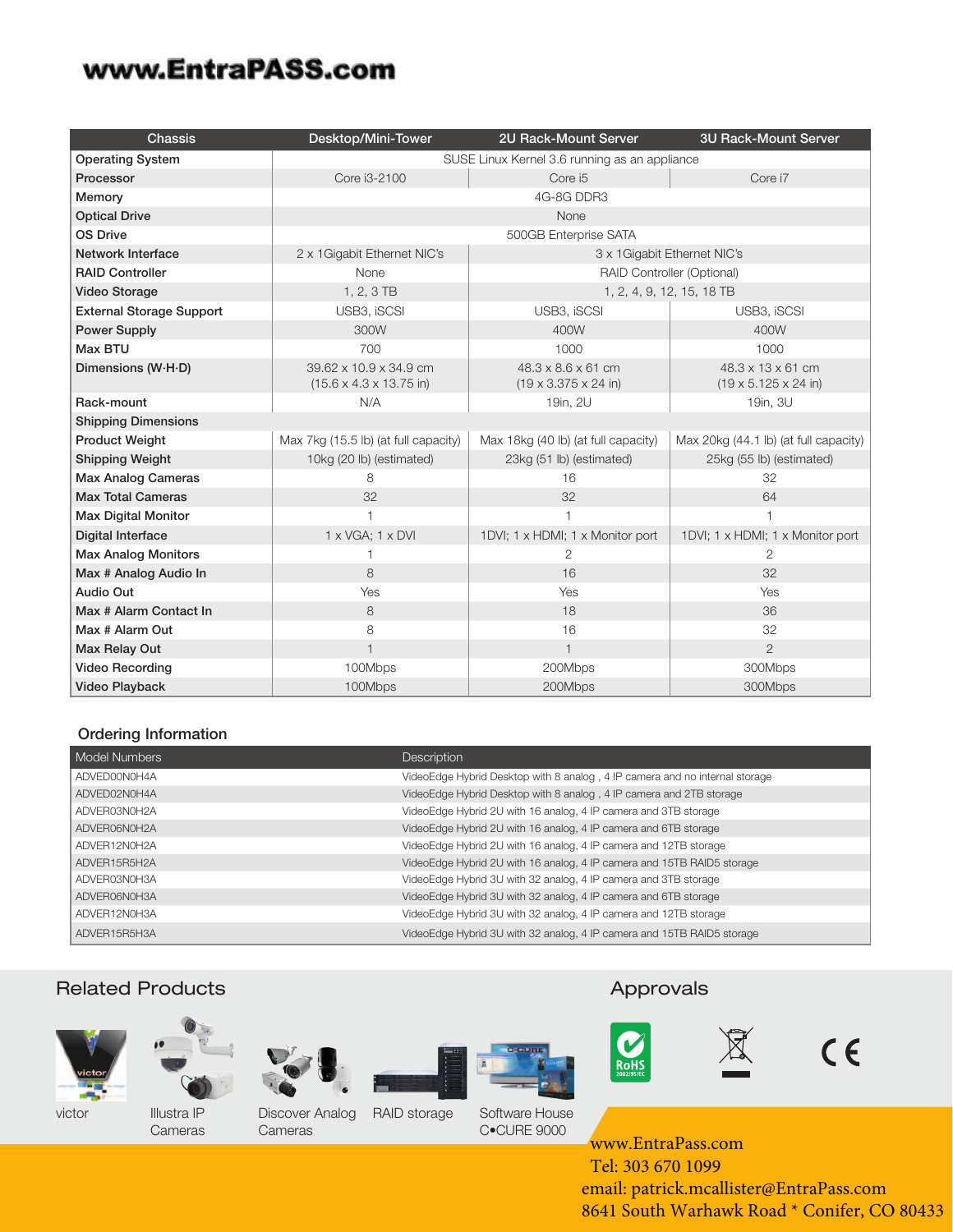# www.EntraPASS.com

| Chassis | Desktop/Mini-Tower | 2U Rack-Mount Server | 3U Rack-Mount Server |
|---|---|---|---|
| Operating System | SUSE Linux Kernel 3.6 running as an appliance | | |
| Processor | Core i3-2100 | Core i5 | Core i7 |
| Memory | 4G-8G DDR3 | | |
| Optical Drive | None | | |
| OS Drive | 500GB Enterprise SATA | | |
| Network Interface | 2 x 1Gigabit Ethernet NIC's | 3 x 1Gigabit Ethernet NIC's | |
| RAID Controller | None | RAID Controller (Optional) | |
| Video Storage | 1, 2, 3 TB | 1, 2, 4, 9, 12, 15, 18 TB | |
| External Storage Support | USB3, iSCSI | USB3, iSCSI | USB3, iSCSI |
| Power Supply | 300W | 400W | 400W |
| Max BTU | 700 | 1000 | 1000 |
| Dimensions (W·H·D) | 39.62 x 10.9 x 34.9 cm (15.6 x 4.3 x 13.75 in) | 48.3 x 8.6 x 61 cm (19 x 3.375 x 24 in) | 48.3 x 13 x 61 cm (19 x 5.125 x 24 in) |
| Rack-mount | N/A | 19in, 2U | 19in, 3U |
| Shipping Dimensions | | | |
| Product Weight | Max 7kg (15.5 lb) (at full capacity) | Max 18kg (40 lb) (at full capacity) | Max 20kg (44.1 lb) (at full capacity) |
| Shipping Weight | 10kg (20 lb) (estimated) | 23kg (51 lb) (estimated) | 25kg (55 lb) (estimated) |
| Max Analog Cameras | 8 | 16 | 32 |
| Max Total Cameras | 32 | 32 | 64 |
| Max Digital Monitor | 1 | 1 | 1 |
| Digital Interface | 1 x VGA; 1 x DVI | 1DVI; 1 x HDMI; 1 x Monitor port | 1DVI; 1 x HDMI; 1 x Monitor port |
| Max Analog Monitors | 1 | 2 | 2 |
| Max # Analog Audio In | 8 | 16 | 32 |
| Audio Out | Yes | Yes | Yes |
| Max # Alarm Contact In | 8 | 18 | 36 |
| Max # Alarm Out | 8 | 16 | 32 |
| Max Relay Out | 1 | 1 | 2 |
| Video Recording | 100Mbps | 200Mbps | 300Mbps |
| Video Playback | 100Mbps | 200Mbps | 300Mbps |

## Ordering Information

| Model Numbers | Description |
|---|---|
| ADVED00N0H4A | VideoEdge Hybrid Desktop with 8 analog , 4 IP camera and no internal storage |
| ADVED02N0H4A | VideoEdge Hybrid Desktop with 8 analog , 4 IP camera and 2TB storage |
| ADVER03N0H2A | VideoEdge Hybrid 2U with 16 analog, 4 IP camera and 3TB storage |
| ADVER06N0H2A | VideoEdge Hybrid 2U with 16 analog, 4 IP camera and 6TB storage |
| ADVER12N0H2A | VideoEdge Hybrid 2U with 16 analog, 4 IP camera and 12TB storage |
| ADVER15R5H2A | VideoEdge Hybrid 2U with 16 analog, 4 IP camera and 15TB RAID5 storage |
| ADVER03N0H3A | VideoEdge Hybrid 3U with 32 analog, 4 IP camera and 3TB storage |
| ADVER06N0H3A | VideoEdge Hybrid 3U with 32 analog, 4 IP camera and 6TB storage |
| ADVER12N0H3A | VideoEdge Hybrid 3U with 32 analog, 4 IP camera and 12TB storage |
| ADVER15R5H3A | VideoEdge Hybrid 3U with 32 analog, 4 IP camera and 15TB RAID5 storage |

## Related Products

victor

Illustra IP Cameras

Discover Analog Cameras

RAID storage

Software House C•CURE 9000

## Approvals

RoHS 2002/95/EC

CE

www.EntraPass.com
Tel: 303 670 1099
email: patrick.mcallister@EntraPass.com
8641 South Warhawk Road * Conifer, CO 80433